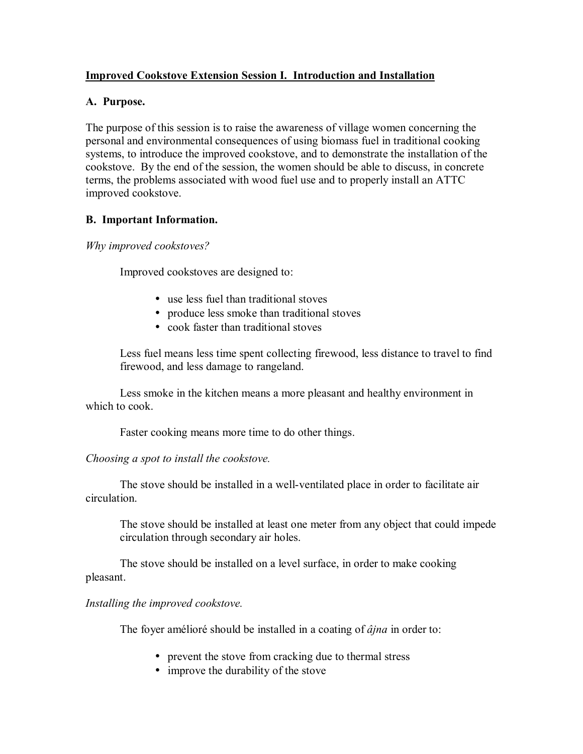# Improved Cookstove Extension Session I. Introduction and Installation

## A. Purpose.

The purpose of this session is to raise the awareness of village women concerning the personal and environmental consequences of using biomass fuel in traditional cooking systems, to introduce the improved cookstove, and to demonstrate the installation of the cookstove. By the end of the session, the women should be able to discuss, in concrete terms, the problems associated with wood fuel use and to properly install an ATTC improved cookstove.

## B. Important Information.

*Why improved cookstoves?*

Improved cookstoves are designed to:

- use less fuel than traditional stoves
- produce less smoke than traditional stoves
- cook faster than traditional stoves

Less fuel means less time spent collecting firewood, less distance to travel to find firewood, and less damage to rangeland.

Less smoke in the kitchen means a more pleasant and healthy environment in which to cook.

Faster cooking means more time to do other things.

*Choosing a spot to install the cookstove.*

The stove should be installed in a well-ventilated place in order to facilitate air circulation.

The stove should be installed at least one meter from any object that could impede circulation through secondary air holes.

The stove should be installed on a level surface, in order to make cooking pleasant.

*Installing the improved cookstove.*

The foyer amélioré should be installed in a coating of *âjna* in order to:

- prevent the stove from cracking due to thermal stress
- improve the durability of the stove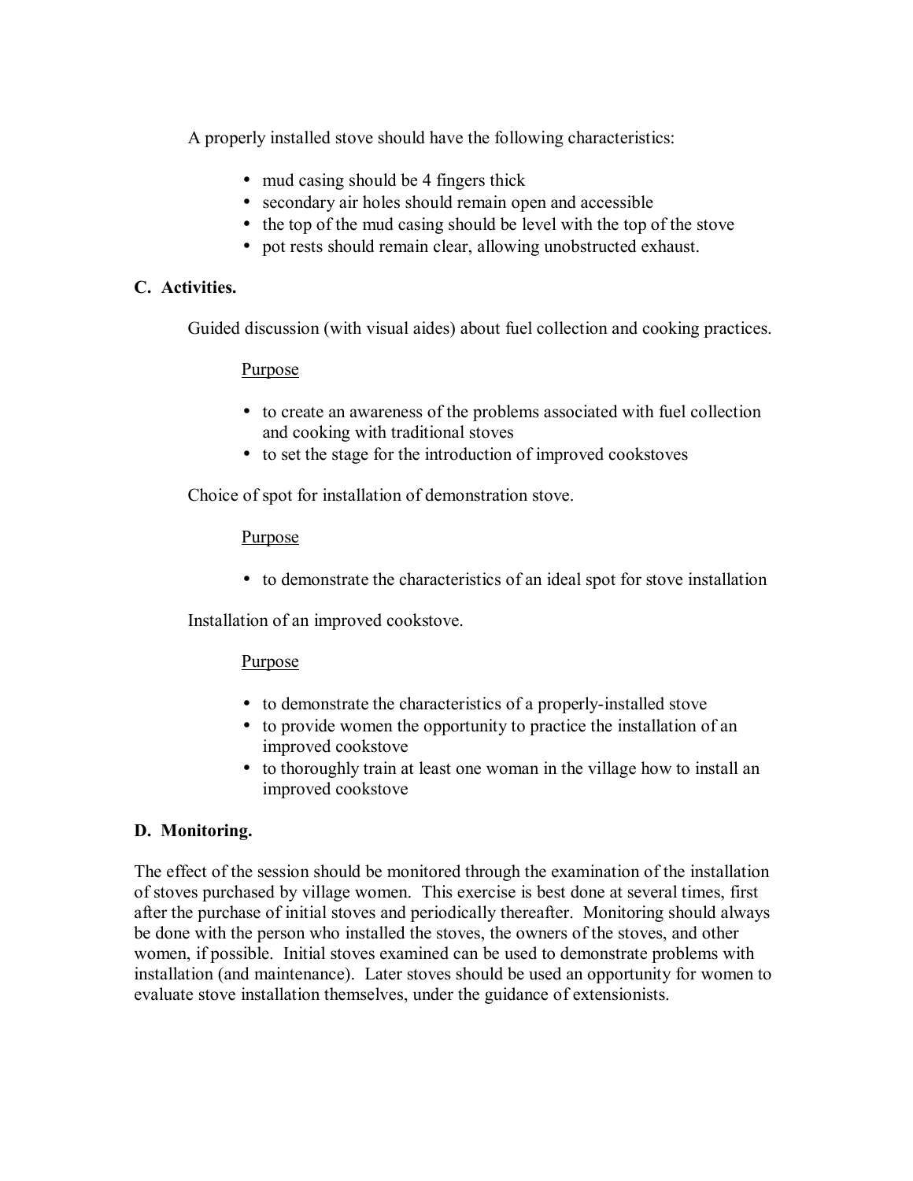A properly installed stove should have the following characteristics:

- mud casing should be 4 fingers thick
- secondary air holes should remain open and accessible
- the top of the mud casing should be level with the top of the stove
- pot rests should remain clear, allowing unobstructed exhaust.

## C. Activities.

Guided discussion (with visual aides) about fuel collection and cooking practices.

<u>Purpose</u>

- to create an awareness of the problems associated with fuel collection and cooking with traditional stoves
- to set the stage for the introduction of improved cookstoves

Choice of spot for installation of demonstration stove.

<u>Purpose</u>

- to demonstrate the characteristics of an ideal spot for stove installation

Installation of an improved cookstove.

<u>Purpose</u>

- to demonstrate the characteristics of a properly-installed stove
- to provide women the opportunity to practice the installation of an improved cookstove
- to thoroughly train at least one woman in the village how to install an improved cookstove

## D. Monitoring.

The effect of the session should be monitored through the examination of the installation of stoves purchased by village women. This exercise is best done at several times, first after the purchase of initial stoves and periodically thereafter. Monitoring should always be done with the person who installed the stoves, the owners of the stoves, and other women, if possible. Initial stoves examined can be used to demonstrate problems with installation (and maintenance). Later stoves should be used an opportunity for women to evaluate stove installation themselves, under the guidance of extensionists.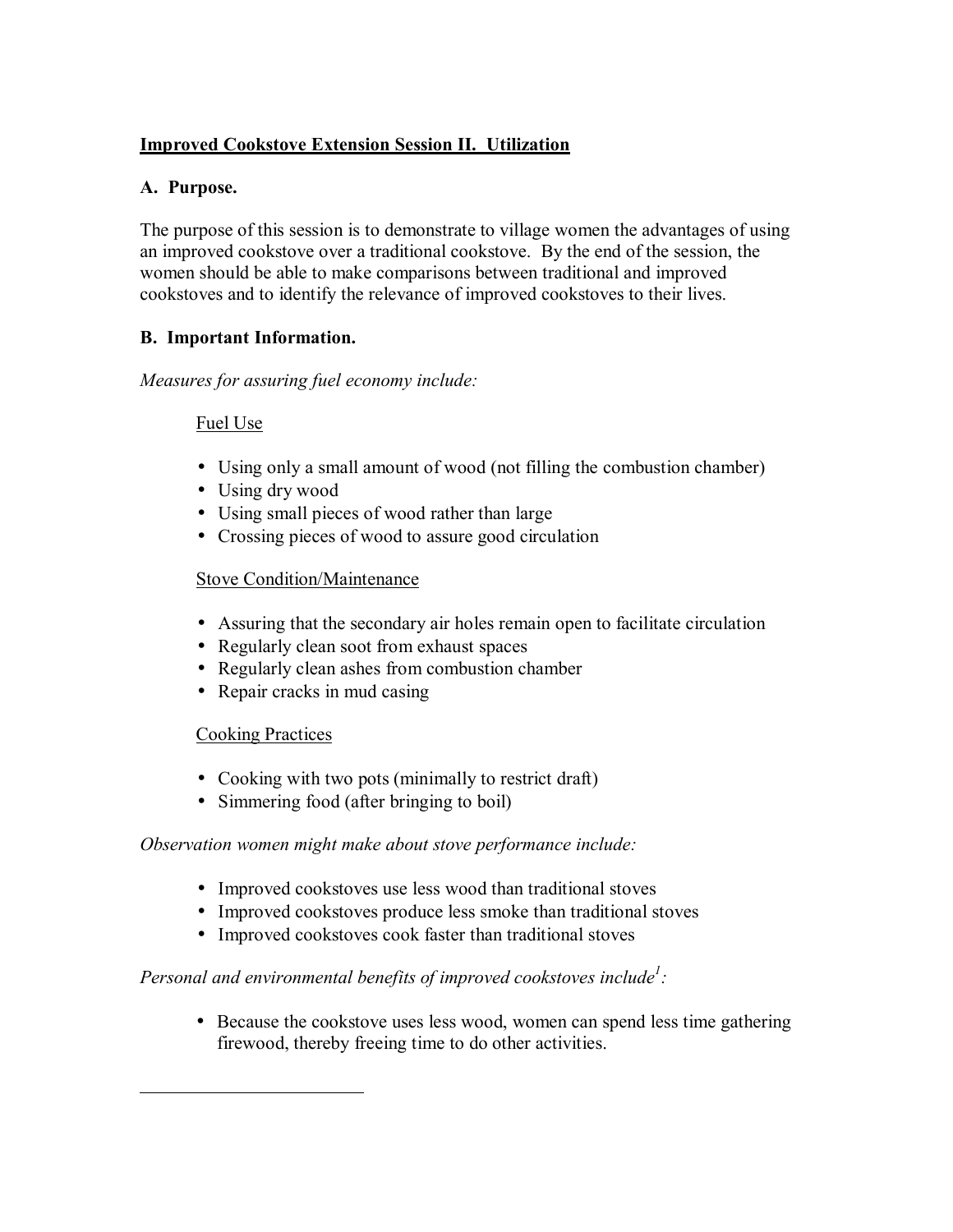## **Improved Cookstove Extension Session II. Utilization**

### A. Purpose.

The purpose of this session is to demonstrate to village women the advantages of using an improved cookstove over a traditional cookstove. By the end of the session, the women should be able to make comparisons between traditional and improved cookstoves and to identify the relevance of improved cookstoves to their lives.

### B. Important Information.

*Measures for assuring fuel economy include:*

Fuel Use

- Using only a small amount of wood (not filling the combustion chamber)
- Using dry wood
- Using small pieces of wood rather than large
- Crossing pieces of wood to assure good circulation

Stove Condition/Maintenance

- Assuring that the secondary air holes remain open to facilitate circulation
- Regularly clean soot from exhaust spaces
- Regularly clean ashes from combustion chamber
- Repair cracks in mud casing

Cooking Practices

- Cooking with two pots (minimally to restrict draft)
- Simmering food (after bringing to boil)

*Observation women might make about stove performance include:*

- Improved cookstoves use less wood than traditional stoves
- Improved cookstoves produce less smoke than traditional stoves
- Improved cookstoves cook faster than traditional stoves

*Personal and environmental benefits of improved cookstoves include[1]:*

- Because the cookstove uses less wood, women can spend less time gathering firewood, thereby freeing time to do other activities.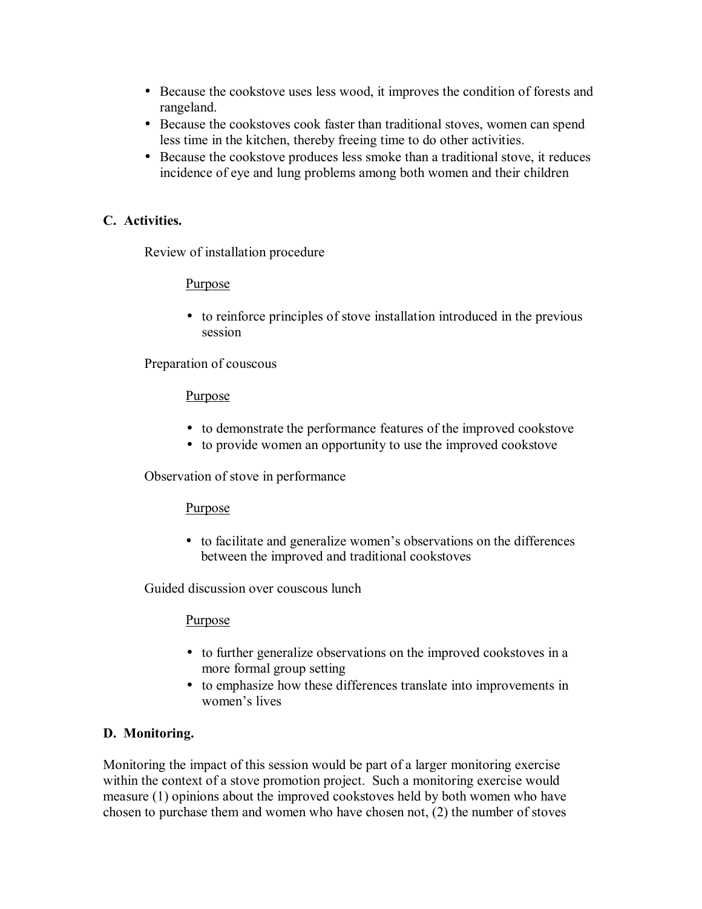- Because the cookstove uses less wood, it improves the condition of forests and rangeland.
- Because the cookstoves cook faster than traditional stoves, women can spend less time in the kitchen, thereby freeing time to do other activities.
- Because the cookstove produces less smoke than a traditional stove, it reduces incidence of eye and lung problems among both women and their children

**C. Activities.**

Review of installation procedure

Purpose

- to reinforce principles of stove installation introduced in the previous session

Preparation of couscous

Purpose

- to demonstrate the performance features of the improved cookstove
- to provide women an opportunity to use the improved cookstove

Observation of stove in performance

Purpose

- to facilitate and generalize women's observations on the differences between the improved and traditional cookstoves

Guided discussion over couscous lunch

Purpose

- to further generalize observations on the improved cookstoves in a more formal group setting
- to emphasize how these differences translate into improvements in women's lives

**D. Monitoring.**

Monitoring the impact of this session would be part of a larger monitoring exercise within the context of a stove promotion project. Such a monitoring exercise would measure (1) opinions about the improved cookstoves held by both women who have chosen to purchase them and women who have chosen not, (2) the number of stoves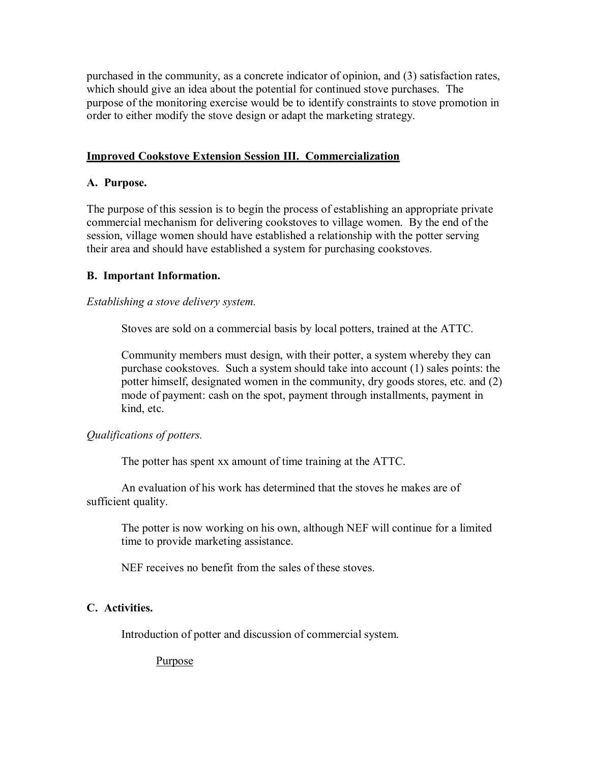purchased in the community, as a concrete indicator of opinion, and (3) satisfaction rates, which should give an idea about the potential for continued stove purchases. The purpose of the monitoring exercise would be to identify constraints to stove promotion in order to either modify the stove design or adapt the marketing strategy.

## Improved Cookstove Extension Session III. Commercialization

### A. Purpose.

The purpose of this session is to begin the process of establishing an appropriate private commercial mechanism for delivering cookstoves to village women. By the end of the session, village women should have established a relationship with the potter serving their area and should have established a system for purchasing cookstoves.

### B. Important Information.

*Establishing a stove delivery system.*

Stoves are sold on a commercial basis by local potters, trained at the ATTC.

Community members must design, with their potter, a system whereby they can purchase cookstoves. Such a system should take into account (1) sales points: the potter himself, designated women in the community, dry goods stores, etc. and (2) mode of payment: cash on the spot, payment through installments, payment in kind, etc.

*Qualifications of potters.*

The potter has spent xx amount of time training at the ATTC.

An evaluation of his work has determined that the stoves he makes are of sufficient quality.

The potter is now working on his own, although NEF will continue for a limited time to provide marketing assistance.

NEF receives no benefit from the sales of these stoves.

### C. Activities.

Introduction of potter and discussion of commercial system.

Purpose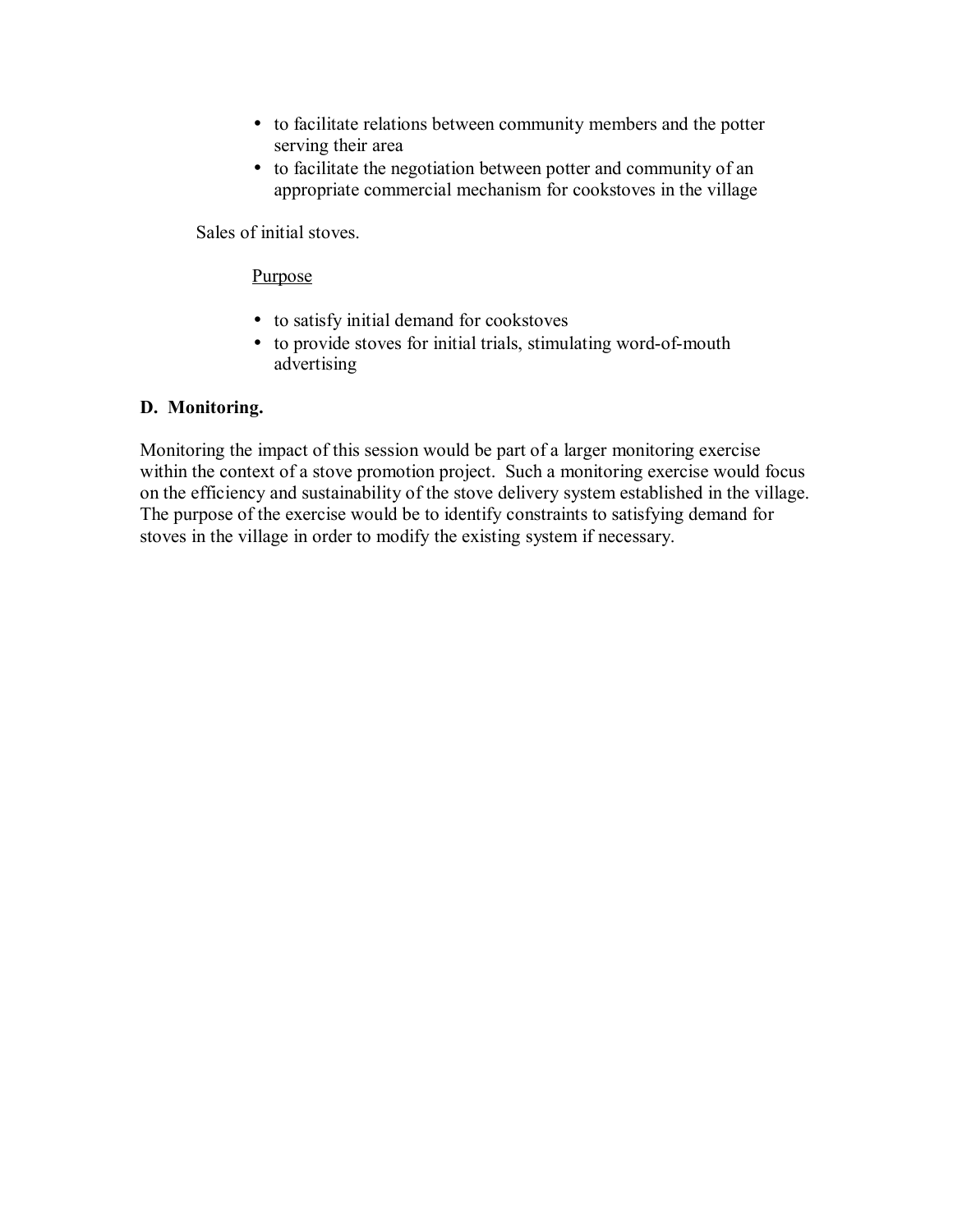- to facilitate relations between community members and the potter serving their area
- to facilitate the negotiation between potter and community of an appropriate commercial mechanism for cookstoves in the village

Sales of initial stoves.

Purpose

- to satisfy initial demand for cookstoves
- to provide stoves for initial trials, stimulating word-of-mouth advertising

**D. Monitoring.**

Monitoring the impact of this session would be part of a larger monitoring exercise within the context of a stove promotion project. Such a monitoring exercise would focus on the efficiency and sustainability of the stove delivery system established in the village. The purpose of the exercise would be to identify constraints to satisfying demand for stoves in the village in order to modify the existing system if necessary.